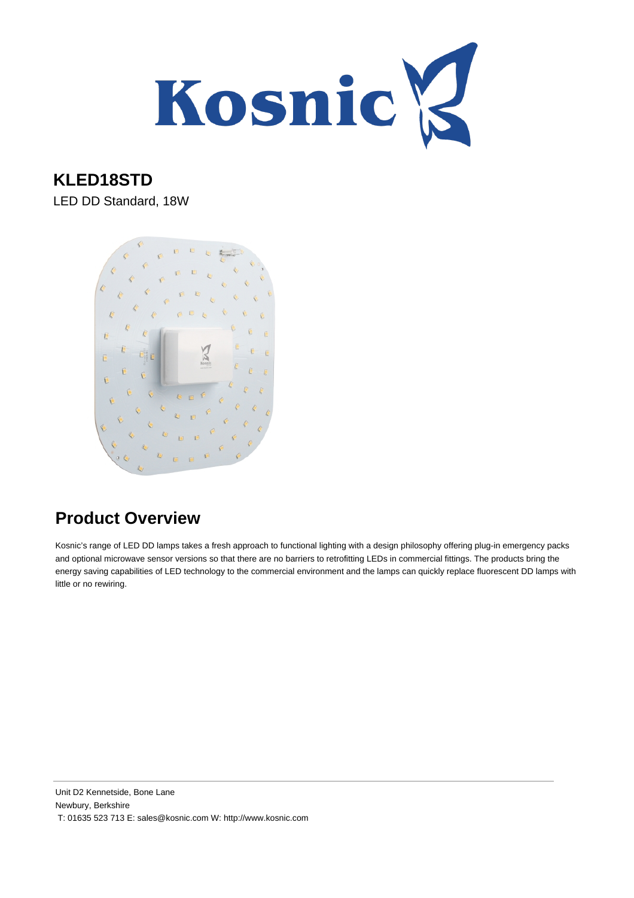# KLED18STD

LED DD Standard, 18W

## Product Overview

Kosnic's range of LED DD lamps takes a fresh approach to functional lighting with a design philosophy offering plug-in emergency packs and optional microwave sensor versions so that there are no barriers to retrofitting LEDs in commercial fittings. The products bring the energy saving capabilities of LED technology to the commercial environment and the lamps can quickly replace fluorescent DD lamps with little or no rewiring.

Unit D2 Kennetside, Bone Lane
Newbury, Berkshire
T: 01635 523 713 E: sales@kosnic.com W: http://www.kosnic.com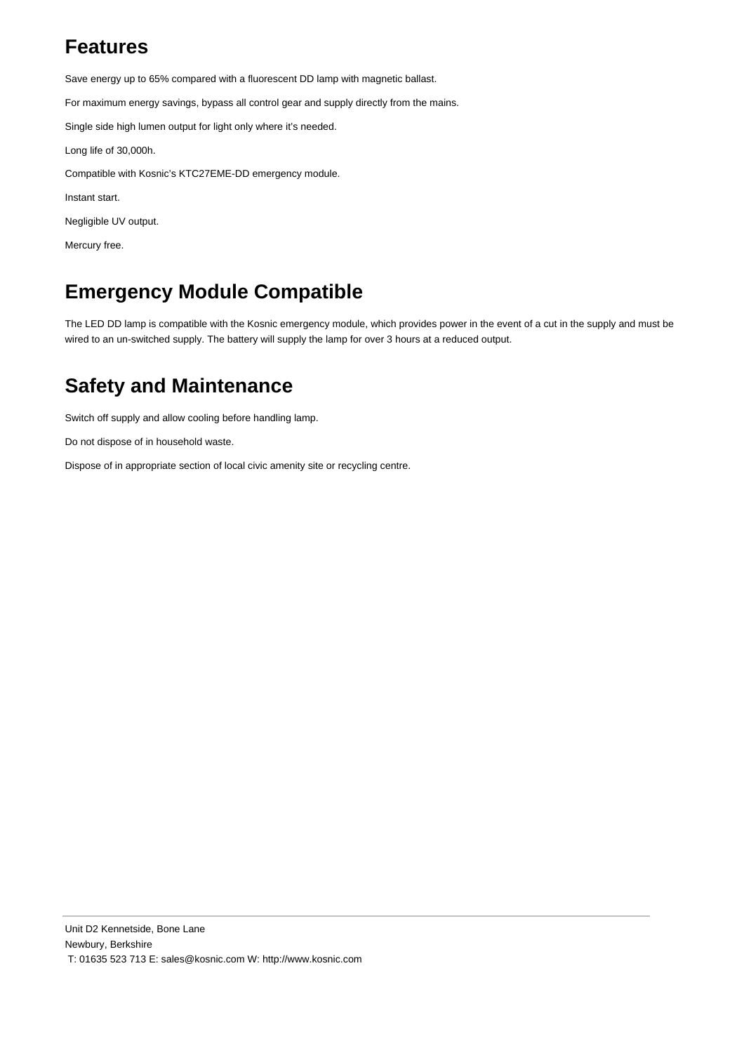## Features

Save energy up to 65% compared with a fluorescent DD lamp with magnetic ballast.

For maximum energy savings, bypass all control gear and supply directly from the mains.

Single side high lumen output for light only where it's needed.

Long life of 30,000h.

Compatible with Kosnic's KTC27EME-DD emergency module.

Instant start.

Negligible UV output.

Mercury free.

## Emergency Module Compatible

The LED DD lamp is compatible with the Kosnic emergency module, which provides power in the event of a cut in the supply and must be wired to an un-switched supply. The battery will supply the lamp for over 3 hours at a reduced output.

## Safety and Maintenance

Switch off supply and allow cooling before handling lamp.

Do not dispose of in household waste.

Dispose of in appropriate section of local civic amenity site or recycling centre.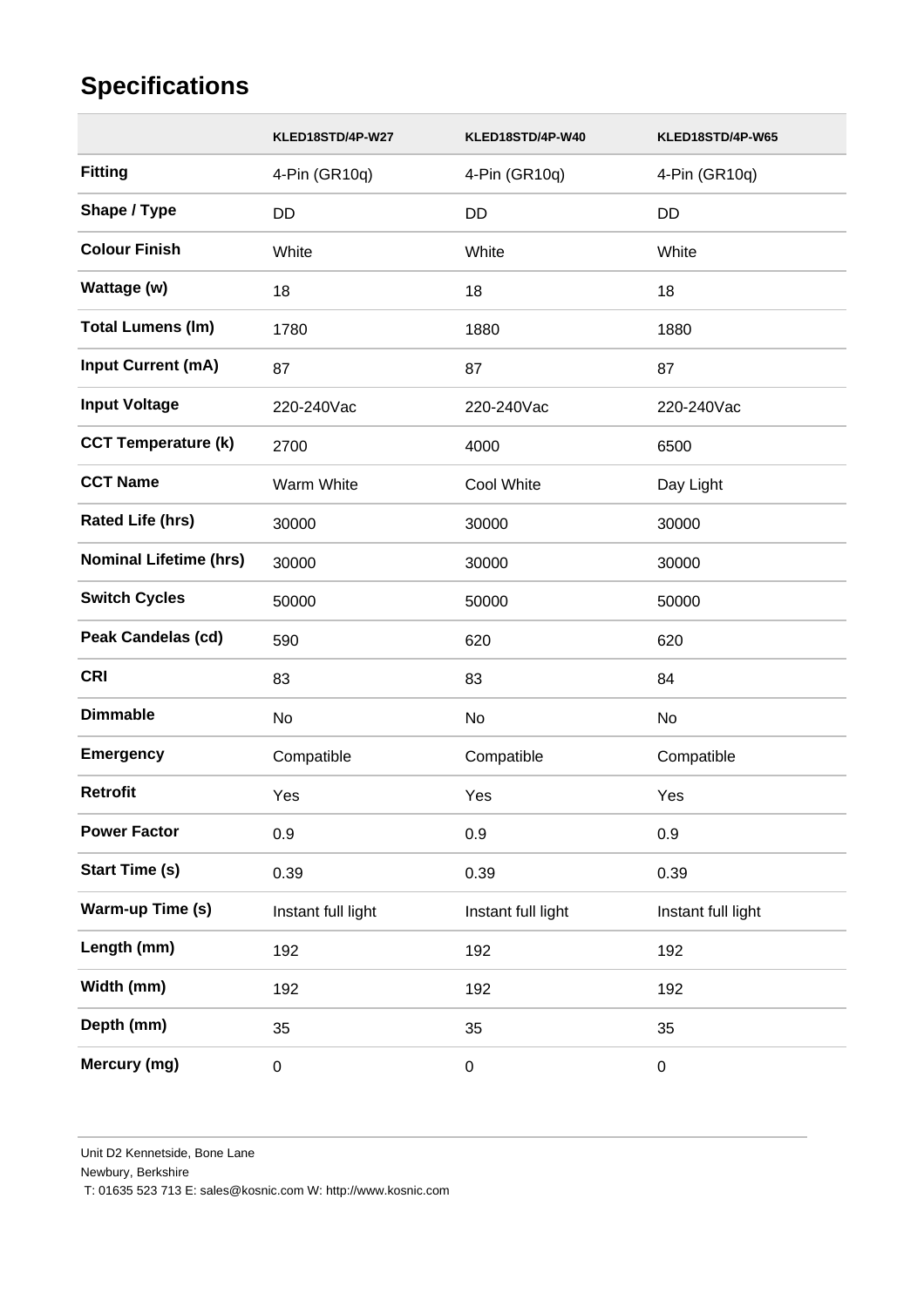## Specifications

| | KLED18STD/4P-W27 | KLED18STD/4P-W40 | KLED18STD/4P-W65 |
|---|---|---|---|
| **Fitting** | 4-Pin (GR10q) | 4-Pin (GR10q) | 4-Pin (GR10q) |
| **Shape / Type** | DD | DD | DD |
| **Colour Finish** | White | White | White |
| **Wattage (w)** | 18 | 18 | 18 |
| **Total Lumens (lm)** | 1780 | 1880 | 1880 |
| **Input Current (mA)** | 87 | 87 | 87 |
| **Input Voltage** | 220-240Vac | 220-240Vac | 220-240Vac |
| **CCT Temperature (k)** | 2700 | 4000 | 6500 |
| **CCT Name** | Warm White | Cool White | Day Light |
| **Rated Life (hrs)** | 30000 | 30000 | 30000 |
| **Nominal Lifetime (hrs)** | 30000 | 30000 | 30000 |
| **Switch Cycles** | 50000 | 50000 | 50000 |
| **Peak Candelas (cd)** | 590 | 620 | 620 |
| **CRI** | 83 | 83 | 84 |
| **Dimmable** | No | No | No |
| **Emergency** | Compatible | Compatible | Compatible |
| **Retrofit** | Yes | Yes | Yes |
| **Power Factor** | 0.9 | 0.9 | 0.9 |
| **Start Time (s)** | 0.39 | 0.39 | 0.39 |
| **Warm-up Time (s)** | Instant full light | Instant full light | Instant full light |
| **Length (mm)** | 192 | 192 | 192 |
| **Width (mm)** | 192 | 192 | 192 |
| **Depth (mm)** | 35 | 35 | 35 |
| **Mercury (mg)** | 0 | 0 | 0 |

Unit D2 Kennetside, Bone Lane
Newbury, Berkshire
T: 01635 523 713 E: sales@kosnic.com W: http://www.kosnic.com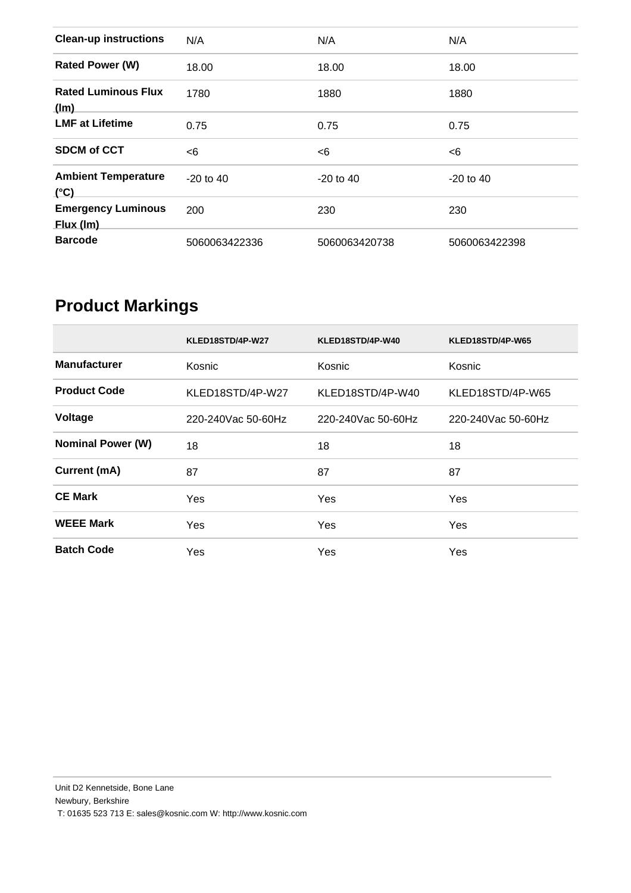| | | | |
|---|---|---|---|
| **Clean-up instructions** | N/A | N/A | N/A |
| **Rated Power (W)** | 18.00 | 18.00 | 18.00 |
| **Rated Luminous Flux (lm)** | 1780 | 1880 | 1880 |
| **LMF at Lifetime** | 0.75 | 0.75 | 0.75 |
| **SDCM of CCT** | <6 | <6 | <6 |
| **Ambient Temperature (°C)** | -20 to 40 | -20 to 40 | -20 to 40 |
| **Emergency Luminous Flux (lm)** | 200 | 230 | 230 |
| **Barcode** | 5060063422336 | 5060063420738 | 5060063422398 |

## Product Markings

| | KLED18STD/4P-W27 | KLED18STD/4P-W40 | KLED18STD/4P-W65 |
|---|---|---|---|
| **Manufacturer** | Kosnic | Kosnic | Kosnic |
| **Product Code** | KLED18STD/4P-W27 | KLED18STD/4P-W40 | KLED18STD/4P-W65 |
| **Voltage** | 220-240Vac 50-60Hz | 220-240Vac 50-60Hz | 220-240Vac 50-60Hz |
| **Nominal Power (W)** | 18 | 18 | 18 |
| **Current (mA)** | 87 | 87 | 87 |
| **CE Mark** | Yes | Yes | Yes |
| **WEEE Mark** | Yes | Yes | Yes |
| **Batch Code** | Yes | Yes | Yes |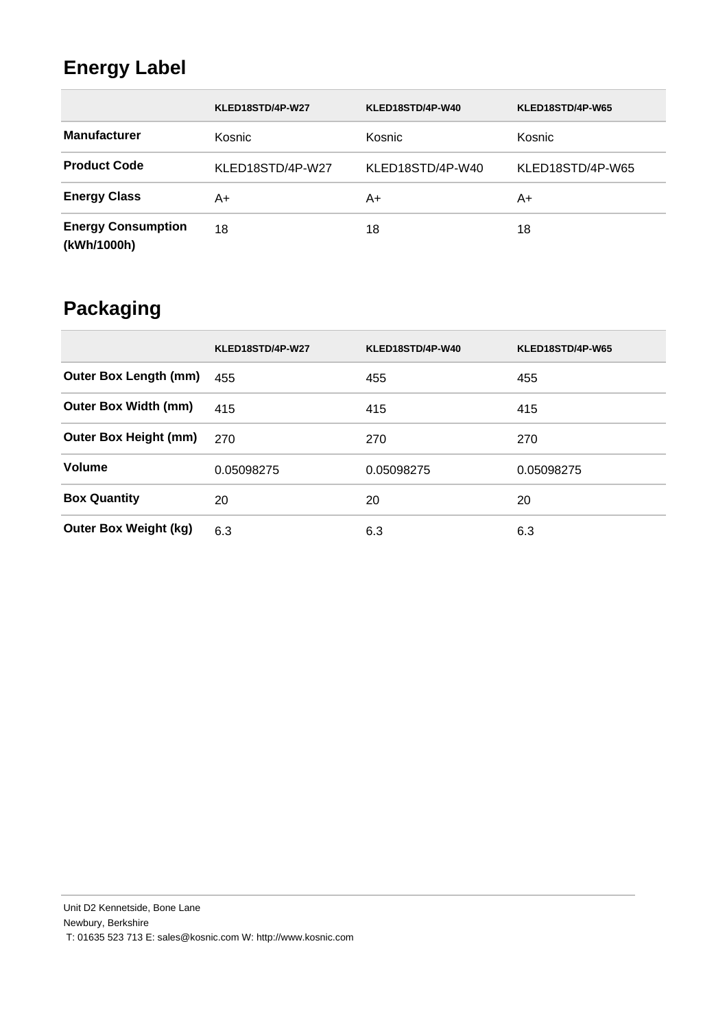## Energy Label

| | KLED18STD/4P-W27 | KLED18STD/4P-W40 | KLED18STD/4P-W65 |
|---|---|---|---|
| **Manufacturer** | Kosnic | Kosnic | Kosnic |
| **Product Code** | KLED18STD/4P-W27 | KLED18STD/4P-W40 | KLED18STD/4P-W65 |
| **Energy Class** | A+ | A+ | A+ |
| **Energy Consumption (kWh/1000h)** | 18 | 18 | 18 |

## Packaging

| | KLED18STD/4P-W27 | KLED18STD/4P-W40 | KLED18STD/4P-W65 |
|---|---|---|---|
| **Outer Box Length (mm)** | 455 | 455 | 455 |
| **Outer Box Width (mm)** | 415 | 415 | 415 |
| **Outer Box Height (mm)** | 270 | 270 | 270 |
| **Volume** | 0.05098275 | 0.05098275 | 0.05098275 |
| **Box Quantity** | 20 | 20 | 20 |
| **Outer Box Weight (kg)** | 6.3 | 6.3 | 6.3 |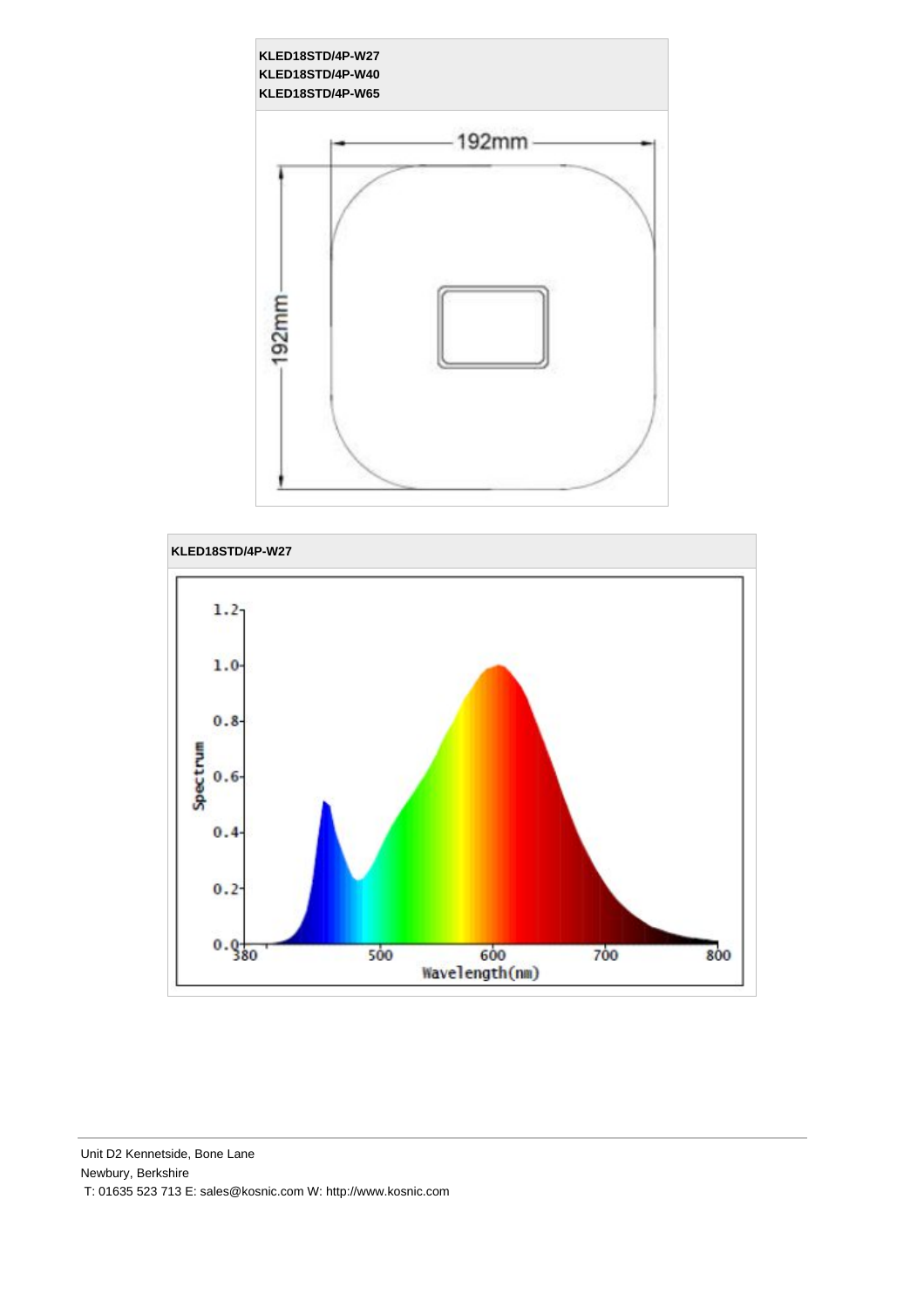**KLED18STD/4P-W27**
**KLED18STD/4P-W40**
**KLED18STD/4P-W65**

**KLED18STD/4P-W27**

Unit D2 Kennetside, Bone Lane
Newbury, Berkshire
T: 01635 523 713 E: sales@kosnic.com W: http://www.kosnic.com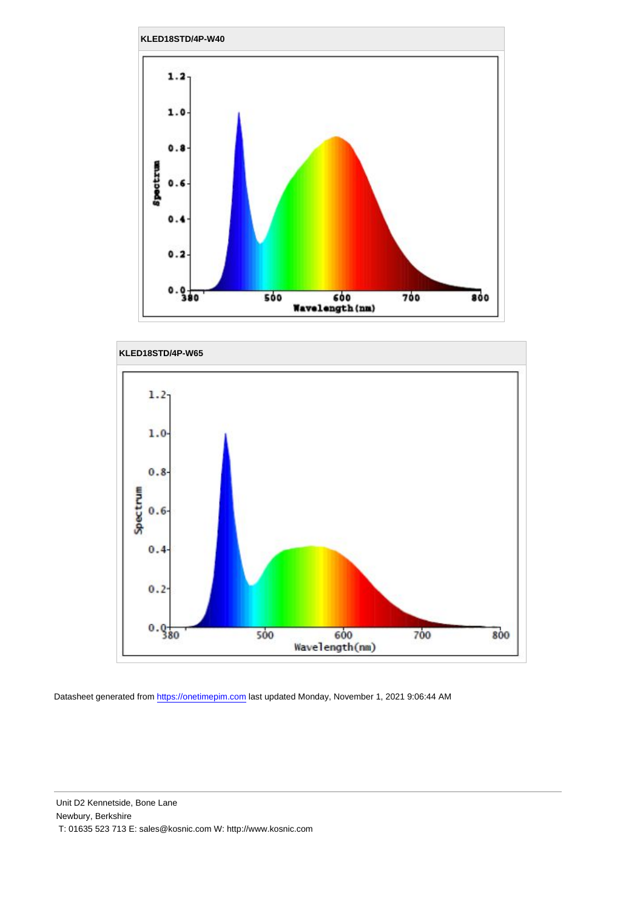**KLED18STD/4P-W40**

1.2
1.0
0.8
0.6
0.4
0.2
0.0
Spectrum
380
500
600
700
800
Wavelength(nm)

**KLED18STD/4P-W65**

1.2
1.0
0.8
0.6
0.4
0.2
0.0
Spectrum
380
500
600
700
800
Wavelength(nm)

Datasheet generated from [https://onetimepim.com](https://onetimepim.com) last updated Monday, November 1, 2021 9:06:44 AM

Unit D2 Kennetside, Bone Lane
Newbury, Berkshire
T: 01635 523 713 E: sales@kosnic.com W: http://www.kosnic.com